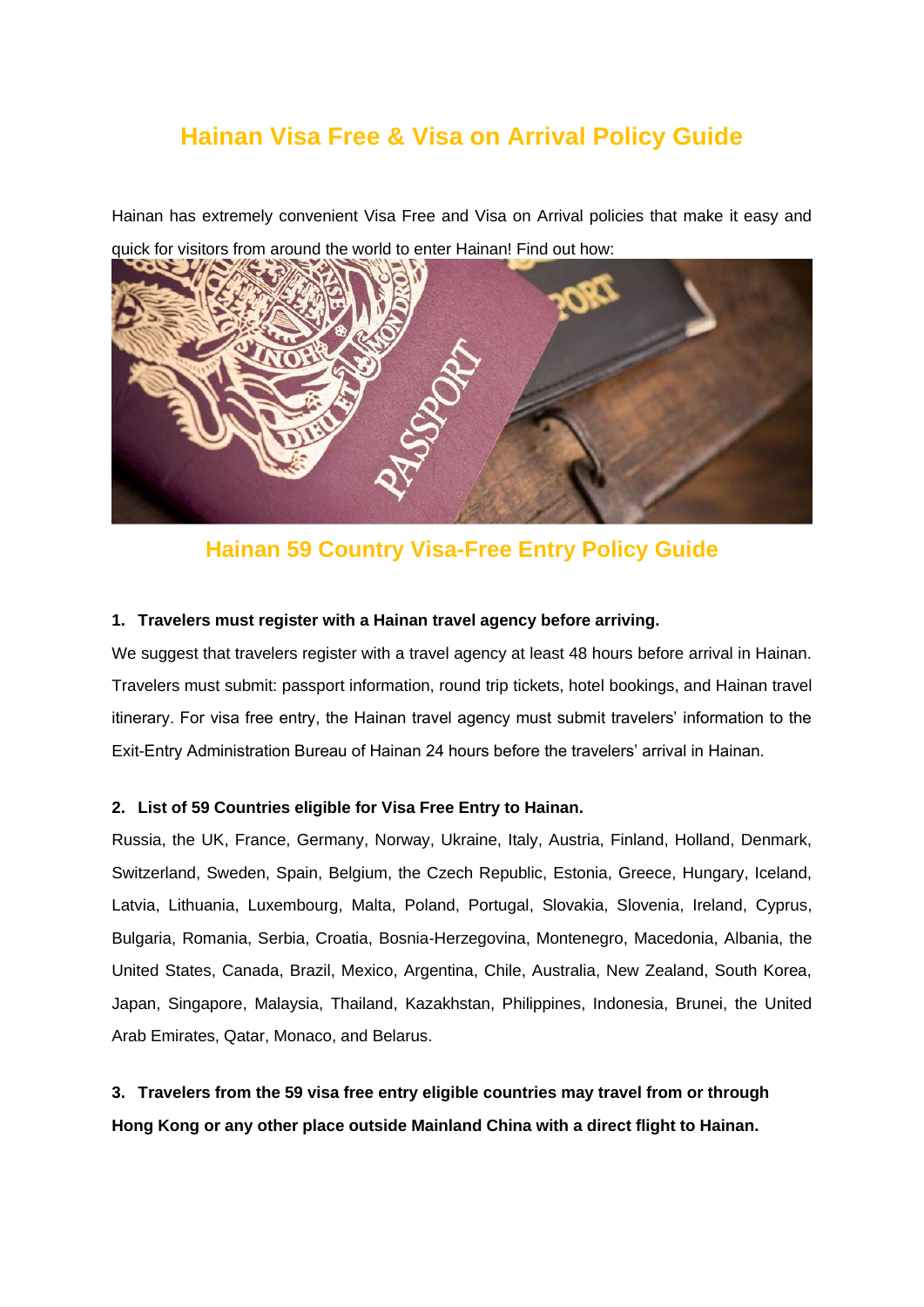# Hainan Visa Free & Visa on Arrival Policy Guide

Hainan has extremely convenient Visa Free and Visa on Arrival policies that make it easy and quick for visitors from around the world to enter Hainan! Find out how:

## Hainan 59 Country Visa-Free Entry Policy Guide

**1. Travelers must register with a Hainan travel agency before arriving.**

We suggest that travelers register with a travel agency at least 48 hours before arrival in Hainan. Travelers must submit: passport information, round trip tickets, hotel bookings, and Hainan travel itinerary. For visa free entry, the Hainan travel agency must submit travelers' information to the Exit-Entry Administration Bureau of Hainan 24 hours before the travelers' arrival in Hainan.

**2. List of 59 Countries eligible for Visa Free Entry to Hainan.**

Russia, the UK, France, Germany, Norway, Ukraine, Italy, Austria, Finland, Holland, Denmark, Switzerland, Sweden, Spain, Belgium, the Czech Republic, Estonia, Greece, Hungary, Iceland, Latvia, Lithuania, Luxembourg, Malta, Poland, Portugal, Slovakia, Slovenia, Ireland, Cyprus, Bulgaria, Romania, Serbia, Croatia, Bosnia-Herzegovina, Montenegro, Macedonia, Albania, the United States, Canada, Brazil, Mexico, Argentina, Chile, Australia, New Zealand, South Korea, Japan, Singapore, Malaysia, Thailand, Kazakhstan, Philippines, Indonesia, Brunei, the United Arab Emirates, Qatar, Monaco, and Belarus.

**3. Travelers from the 59 visa free entry eligible countries may travel from or through Hong Kong or any other place outside Mainland China with a direct flight to Hainan.**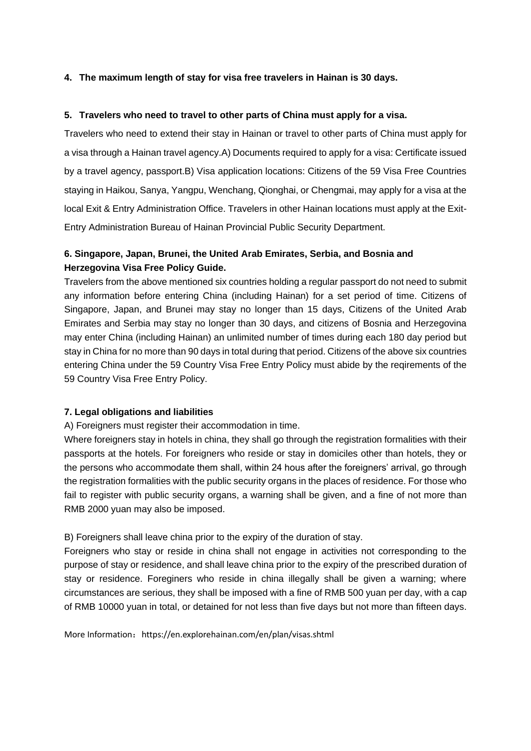**4. The maximum length of stay for visa free travelers in Hainan is 30 days.**

**5. Travelers who need to travel to other parts of China must apply for a visa.**

Travelers who need to extend their stay in Hainan or travel to other parts of China must apply for a visa through a Hainan travel agency.A) Documents required to apply for a visa: Certificate issued by a travel agency, passport.B) Visa application locations: Citizens of the 59 Visa Free Countries staying in Haikou, Sanya, Yangpu, Wenchang, Qionghai, or Chengmai, may apply for a visa at the local Exit & Entry Administration Office. Travelers in other Hainan locations must apply at the Exit-Entry Administration Bureau of Hainan Provincial Public Security Department.

**6. Singapore, Japan, Brunei, the United Arab Emirates, Serbia, and Bosnia and Herzegovina Visa Free Policy Guide.**

Travelers from the above mentioned six countries holding a regular passport do not need to submit any information before entering China (including Hainan) for a set period of time. Citizens of Singapore, Japan, and Brunei may stay no longer than 15 days, Citizens of the United Arab Emirates and Serbia may stay no longer than 30 days, and citizens of Bosnia and Herzegovina may enter China (including Hainan) an unlimited number of times during each 180 day period but stay in China for no more than 90 days in total during that period. Citizens of the above six countries entering China under the 59 Country Visa Free Entry Policy must abide by the reqirements of the 59 Country Visa Free Entry Policy.

**7. Legal obligations and liabilities**

A) Foreigners must register their accommodation in time.

Where foreigners stay in hotels in china, they shall go through the registration formalities with their passports at the hotels. For foreigners who reside or stay in domiciles other than hotels, they or the persons who accommodate them shall, within 24 hous after the foreigners' arrival, go through the registration formalities with the public security organs in the places of residence. For those who fail to register with public security organs, a warning shall be given, and a fine of not more than RMB 2000 yuan may also be imposed.

B) Foreigners shall leave china prior to the expiry of the duration of stay.

Foreigners who stay or reside in china shall not engage in activities not corresponding to the purpose of stay or residence, and shall leave china prior to the expiry of the prescribed duration of stay or residence. Foreginers who reside in china illegally shall be given a warning; where circumstances are serious, they shall be imposed with a fine of RMB 500 yuan per day, with a cap of RMB 10000 yuan in total, or detained for not less than five days but not more than fifteen days.

More Information：https://en.explorehainan.com/en/plan/visas.shtml